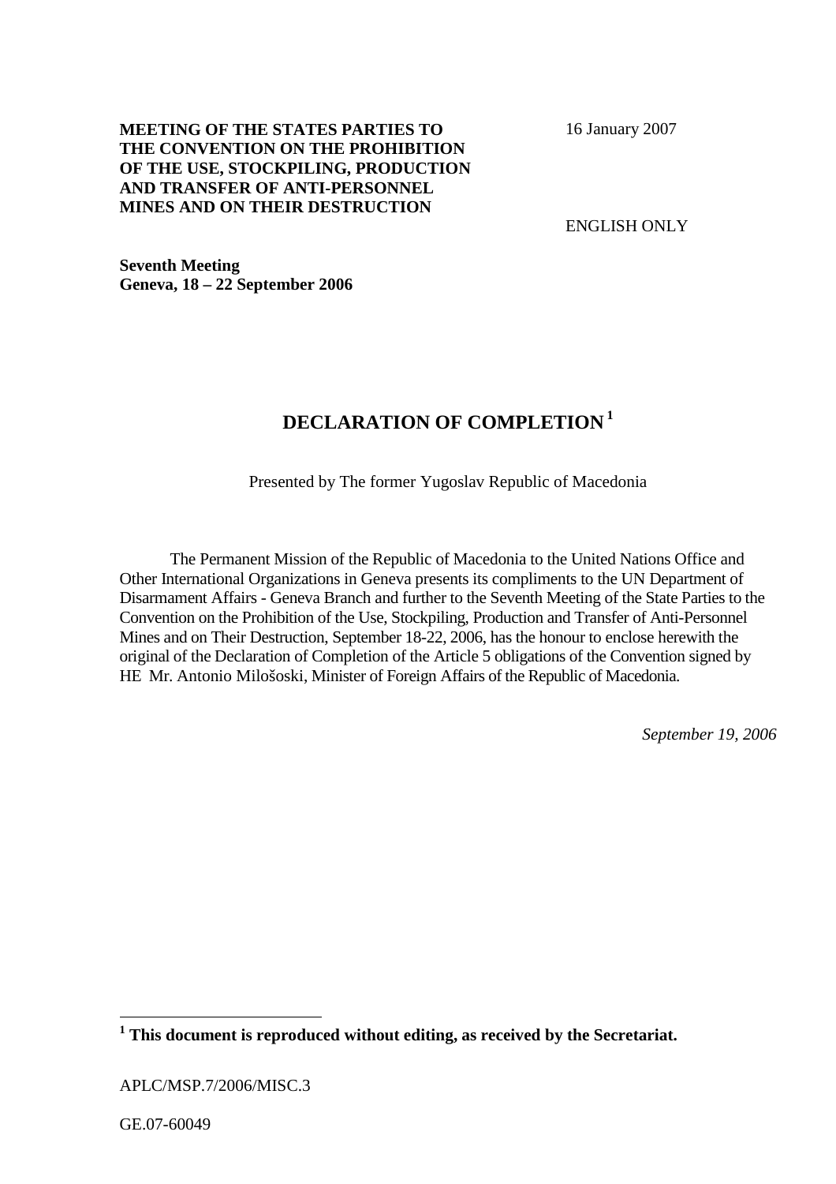**MEETING OF THE STATES PARTIES TO THE CONVENTION ON THE PROHIBITION OF THE USE, STOCKPILING, PRODUCTION AND TRANSFER OF ANTI-PERSONNEL MINES AND ON THEIR DESTRUCTION**

16 January 2007

ENGLISH ONLY

**Seventh Meeting**
**Geneva, 18 – 22 September 2006**

# DECLARATION OF COMPLETION [1]

Presented by The former Yugoslav Republic of Macedonia

The Permanent Mission of the Republic of Macedonia to the United Nations Office and Other International Organizations in Geneva presents its compliments to the UN Department of Disarmament Affairs - Geneva Branch and further to the Seventh Meeting of the State Parties to the Convention on the Prohibition of the Use, Stockpiling, Production and Transfer of Anti-Personnel Mines and on Their Destruction, September 18-22, 2006, has the honour to enclose herewith the original of the Declaration of Completion of the Article 5 obligations of the Convention signed by HE Mr. Antonio Milošoski, Minister of Foreign Affairs of the Republic of Macedonia.

*September 19, 2006*

---

[1] **This document is reproduced without editing, as received by the Secretariat.**

APLC/MSP.7/2006/MISC.3

GE.07-60049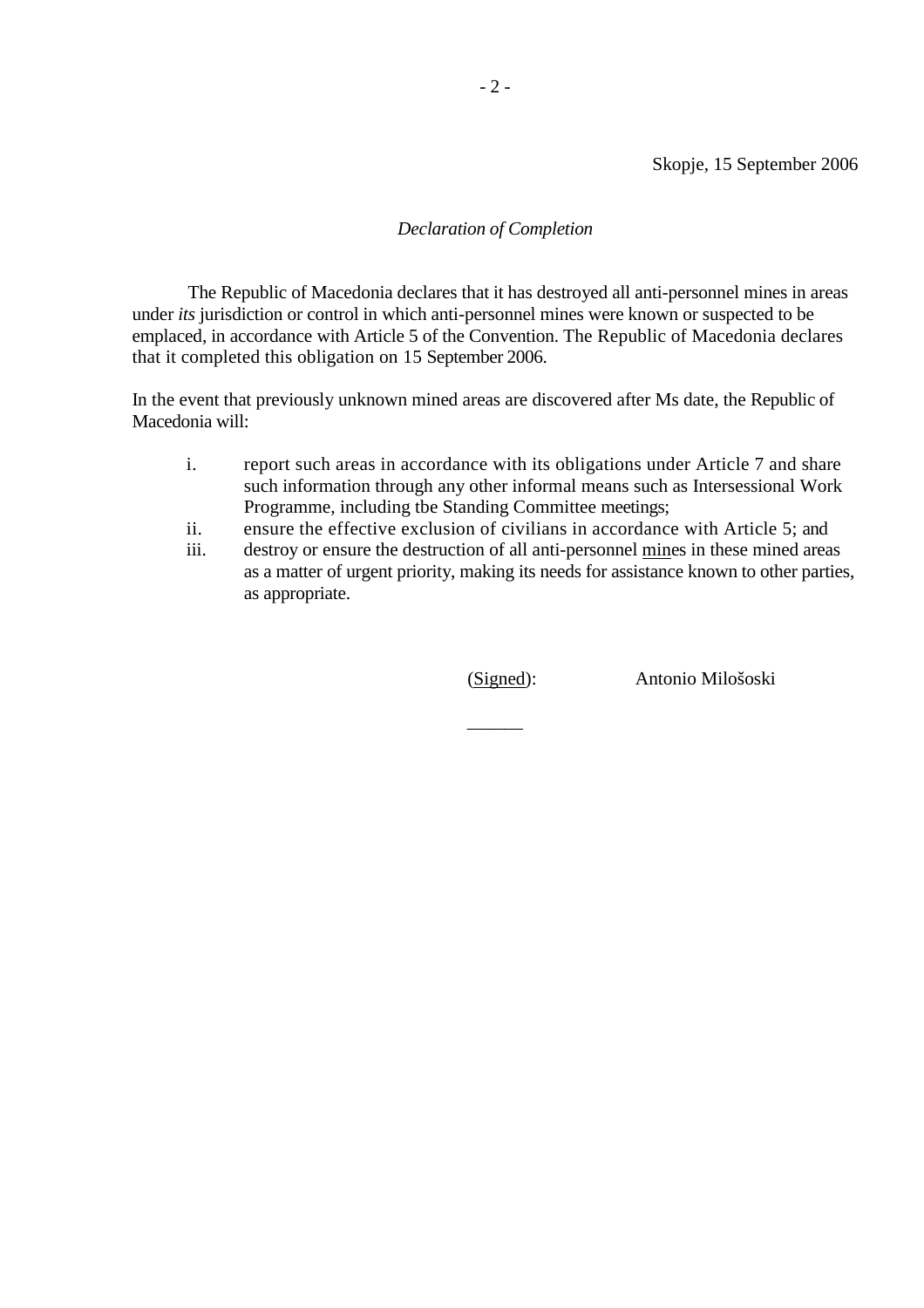Skopje, 15 September 2006

*Declaration of Completion*

The Republic of Macedonia declares that it has destroyed all anti-personnel mines in areas under *its* jurisdiction or control in which anti-personnel mines were known or suspected to be emplaced, in accordance with Article 5 of the Convention. The Republic of Macedonia declares that it completed this obligation on 15 September 2006.

In the event that previously unknown mined areas are discovered after Ms date, the Republic of Macedonia will:

i. report such areas in accordance with its obligations under Article 7 and share such information through any other informal means such as Intersessional Work Programme, including tbe Standing Committee meetings;
ii. ensure the effective exclusion of civilians in accordance with Article 5; and
iii. destroy or ensure the destruction of all anti-personnel mines in these mined areas as a matter of urgent priority, making its needs for assistance known to other parties, as appropriate.

(Signed): Antonio Milošoski

______